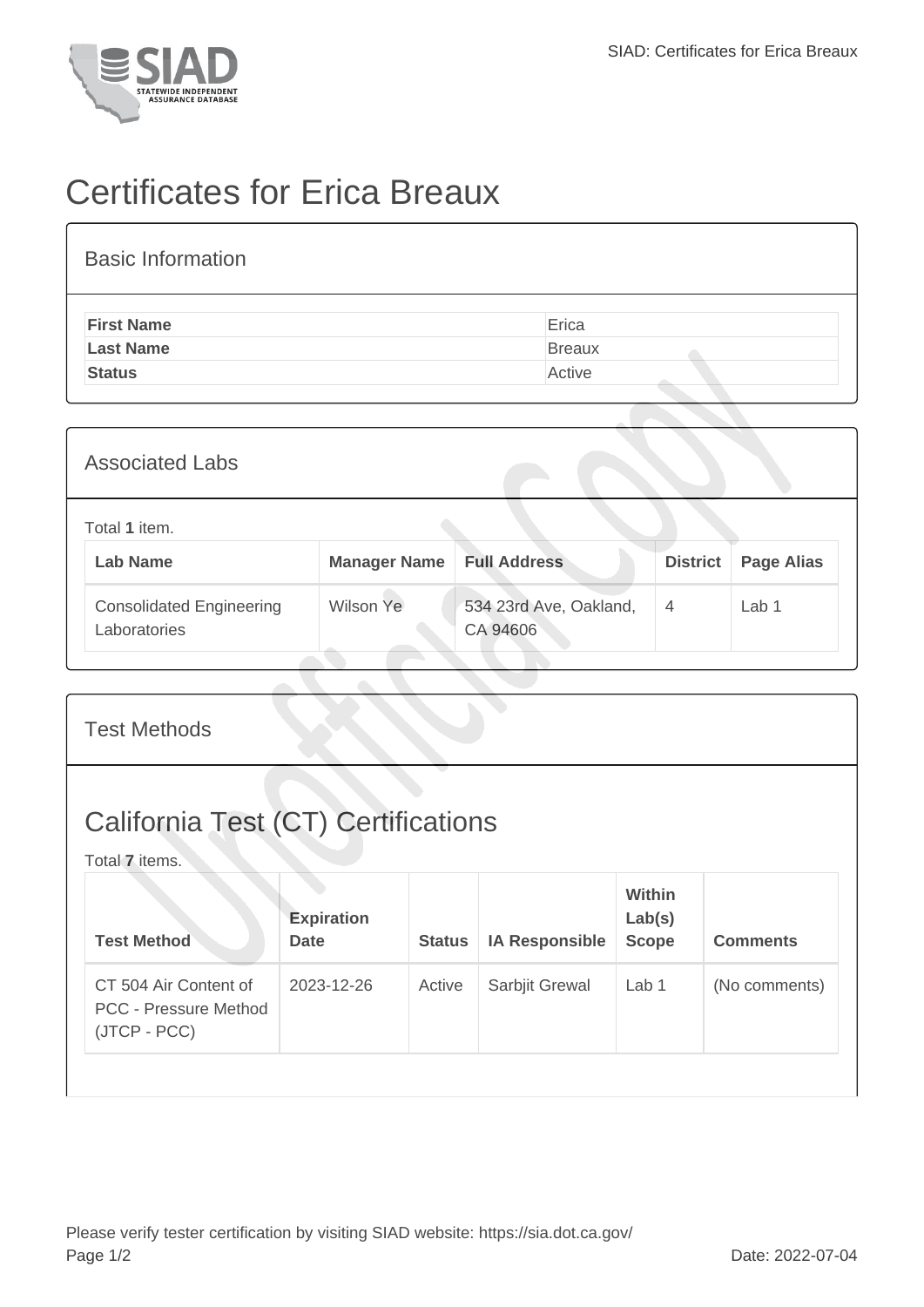# Certificates for Erica Breaux

## Basic Information

| | |
|---|---|
| **First Name** | Erica |
| **Last Name** | Breaux |
| **Status** | Active |

## Associated Labs

Total **1** item.

| Lab Name | Manager Name | Full Address | District | Page Alias |
|---|---|---|---|---|
| Consolidated Engineering Laboratories | Wilson Ye | 534 23rd Ave, Oakland, CA 94606 | 4 | Lab 1 |

## Test Methods

## California Test (CT) Certifications

Total **7** items.

| Test Method | Expiration Date | Status | IA Responsible | Within Lab(s) Scope | Comments |
|---|---|---|---|---|---|
| CT 504 Air Content of PCC - Pressure Method (JTCP - PCC) | 2023-12-26 | Active | Sarbjit Grewal | Lab 1 | (No comments) |

Please verify tester certification by visiting SIAD website: https://sia.dot.ca.gov/

Date: 2022-07-04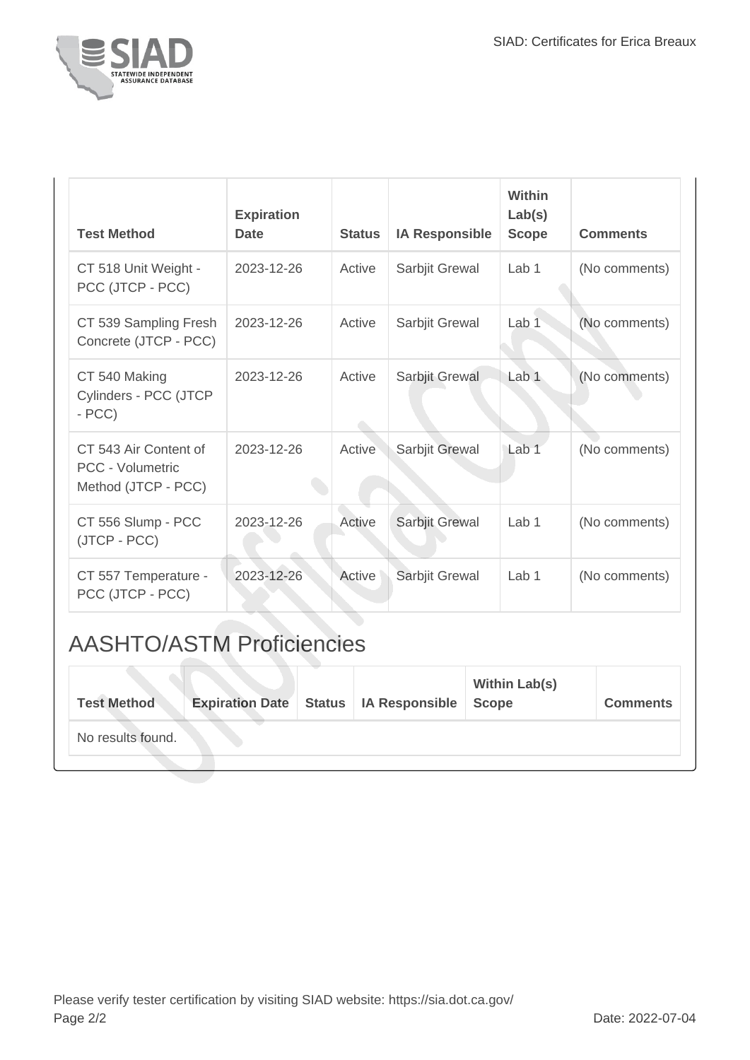| Test Method | Expiration Date | Status | IA Responsible | Within Lab(s) Scope | Comments |
|---|---|---|---|---|---|
| CT 518 Unit Weight - PCC (JTCP - PCC) | 2023-12-26 | Active | Sarbjit Grewal | Lab 1 | (No comments) |
| CT 539 Sampling Fresh Concrete (JTCP - PCC) | 2023-12-26 | Active | Sarbjit Grewal | Lab 1 | (No comments) |
| CT 540 Making Cylinders - PCC (JTCP - PCC) | 2023-12-26 | Active | Sarbjit Grewal | Lab 1 | (No comments) |
| CT 543 Air Content of PCC - Volumetric Method (JTCP - PCC) | 2023-12-26 | Active | Sarbjit Grewal | Lab 1 | (No comments) |
| CT 556 Slump - PCC (JTCP - PCC) | 2023-12-26 | Active | Sarbjit Grewal | Lab 1 | (No comments) |
| CT 557 Temperature - PCC (JTCP - PCC) | 2023-12-26 | Active | Sarbjit Grewal | Lab 1 | (No comments) |

## AASHTO/ASTM Proficiencies

| Test Method | Expiration Date | Status | IA Responsible | Within Lab(s) Scope | Comments |
|---|---|---|---|---|---|
| No results found. | | | | | |

Please verify tester certification by visiting SIAD website: https://sia.dot.ca.gov/

Date: 2022-07-04